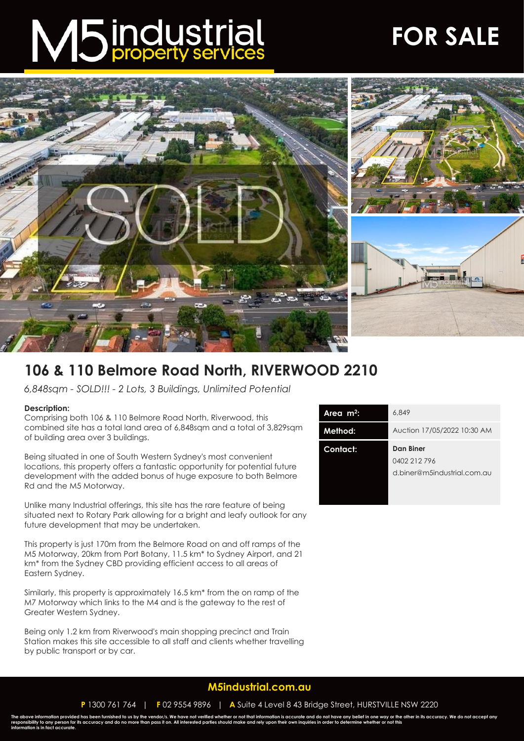# M5 industrial property services

# FOR SALE

## 106 & 110 Belmore Road North, RIVERWOOD 2210

*6,848sqm - SOLD!!! - 2 Lots, 3 Buildings, Unlimited Potential*

**Description:**

Comprising both 106 & 110 Belmore Road North, Riverwood, this combined site has a total land area of 6,848sqm and a total of 3,829sqm of building area over 3 buildings.

Being situated in one of South Western Sydney's most convenient locations, this property offers a fantastic opportunity for potential future development with the added bonus of huge exposure to both Belmore Rd and the M5 Motorway.

Unlike many Industrial offerings, this site has the rare feature of being situated next to Rotary Park allowing for a bright and leafy outlook for any future development that may be undertaken.

This property is just 170m from the Belmore Road on and off ramps of the M5 Motorway, 20km from Port Botany, 11.5 km* to Sydney Airport, and 21 km* from the Sydney CBD providing efficient access to all areas of Eastern Sydney.

Similarly, this property is approximately 16.5 km* from the on ramp of the M7 Motorway which links to the M4 and is the gateway to the rest of Greater Western Sydney.

Being only 1.2 km from Riverwood's main shopping precinct and Train Station makes this site accessible to all staff and clients whether travelling by public transport or by car.

| | |
|---|---|
| **Area $m^2$:** | 6,849 |
| **Method:** | Auction 17/05/2022 10:30 AM |
| **Contact:** | **Dan Biner**<br>0402 212 796<br>d.biner@m5industrial.com.au |

**M5industrial.com.au**

**P** 1300 761 764 | **F** 02 9554 9896 | **A** Suite 4 Level 8 43 Bridge Street, HURSTVILLE NSW 2220

The above information provided has been furnished to us by the vendor/s. We have not verified whether or not that information is accurate and do not have any belief in one way or the other in its accuracy. We do not accept any responsibility to any person for its accuracy and do no more than pass it on. All interested parties should make and rely upon their own inquiries in order to determine whether or not this information is in fact accurate.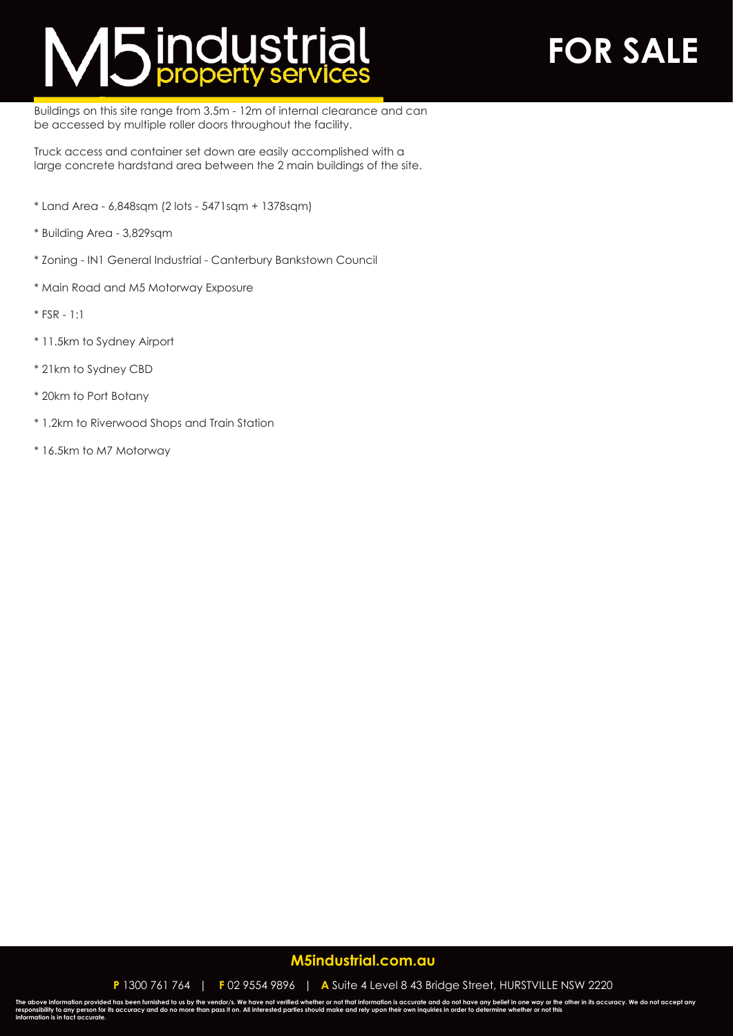# FOR SALE

Buildings on this site range from 3.5m - 12m of internal clearance and can be accessed by multiple roller doors throughout the facility.

Truck access and container set down are easily accomplished with a large concrete hardstand area between the 2 main buildings of the site.

* Land Area - 6,848sqm (2 lots - 5471sqm + 1378sqm)

* Building Area - 3,829sqm

* Zoning - IN1 General Industrial - Canterbury Bankstown Council

* Main Road and M5 Motorway Exposure

* FSR - 1:1

* 11.5km to Sydney Airport

* 21km to Sydney CBD

* 20km to Port Botany

* 1.2km to Riverwood Shops and Train Station

* 16.5km to M7 Motorway

**M5industrial.com.au**

**P** 1300 761 764 | **F** 02 9554 9896 | **A** Suite 4 Level 8 43 Bridge Street, HURSTVILLE NSW 2220

The above information provided has been furnished to us by the vendor/s. We have not verified whether or not that information is accurate and do not have any belief in one way or the other in its accuracy. We do not accept any responsibility to any person for its accuracy and do no more than pass it on. All interested parties should make and rely upon their own inquiries in order to determine whether or not this information is in fact accurate.